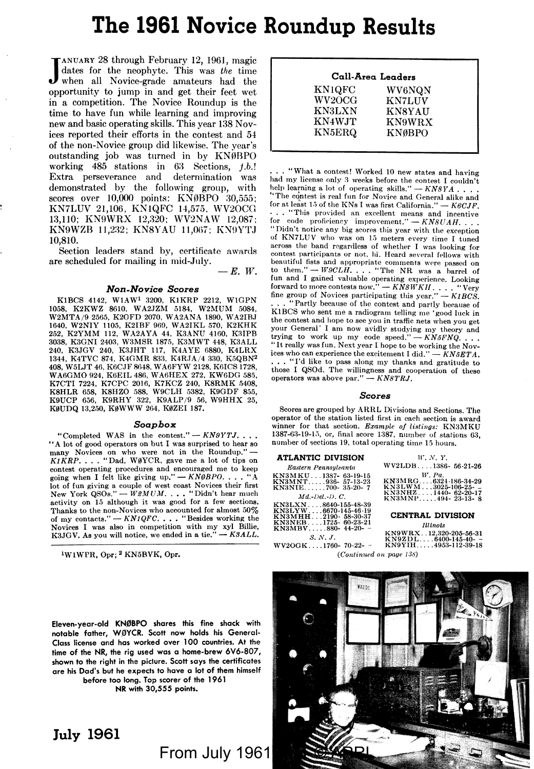# The 1961 Novice Roundup Results

JANUARY 28 through February 12, 1961, magic dates for the neophyte. This was *the* time when all Novice-grade amateurs had the opportunity to jump in and get their feet wet in a competition. The Novice Roundup is the time to have fun while learning and improving new and basic operating skills. This year 138 Novices reported their efforts in the contest and 54 of the non-Novice group did likewise. The year's outstanding job was turned in by KNØBPO working 485 stations in 63 Sections, *f.b.!* Extra perseverance and determination was demonstrated by the following group, with scores over 10,000 points: KNØBPO 30,555; KN7LUV 21,106, KN1QFC 14,575, WV2OCG 13,110; KN9WRX 12,320; WV2NAW 12,087; KN9WZB 11,232; KN8YAU 11,067; KN9YTJ 10,810.

Section leaders stand by, certificate awards are scheduled for mailing in mid-July.

— *E. W.*

| Call-Area Leaders | |
|---|---|
| KN1QFC | WV6NQN |
| WV2OCG | KN7LUV |
| KN3LXN | KN8YAU |
| KN4WJT | KN9WRX |
| KN5ERQ | KNØBPO |

### *Non-Novice Scores*

K1BCS 4142, W1AW[1] 3200, K1KRP 2212, W1GPN 1058, K2KWZ 8610, WA2JZM 5184, W2MUM 5084, W2MTA/9 2565, K2OFD 2070, WA2ANA 1890, WA2IBJ 1640, W2NIY 1105, K2IBF 969, WA2IKL 570, K2KHK 252, K2YMM 112, WA2AYA 44, K3ANU 4160, K3IPB 3038, K3GNI 2403, W3MSR 1875, K3MWT 448, K3ALL 240, K3JGV 240, K3JHT 117, K4AYE 6880, K4LRX 1344, K4TVC 874, K4GMR 833, K4RJA/4 330, K5QBN[2] 408, W5LJT 46, K6CJF 8648, WA6FYW 2128, K6ICS 1728, WA6GMO 924, K6EIL 486, WA6HEX 272, KW6DG 585, K7CTI 7224, K7CPC 2016, K7KCZ 240, K8RMK 5408, K8HLR 658, K8HZO 588, W9CLH 5382, K9GDF 855, K9UCP 656, K9RHY 322, K9ALP/9 56, W9HHX 25, KØUDQ 13,250, KØWWW 264, KØZEI 187.

### *Soapbox*

"Completed WAS in the contest." — *KN9YTJ*. . . . "A lot of good operators on but I was surprised to hear so many Novices on who were not in the Roundup." — *K1KRP*. . . . "Dad, WØYCR, gave me a lot of tips on contest operating procedures and encouraged me to keep going when I felt like giving up." — *KNØBPO*. . . . "A lot of fun giving a couple of west coast Novices their first New York QSOs." — *W2MUM*. . . . "Didn't hear much activity on 15 although it was good for a few sections. Thanks to the non-Novices who accounted for almost 50% of my contacts." — *KN1QFC*. . . . "Besides working the Novices I was also in competition with my xyl Billie, K3JGV. As you will notice, we ended in a tie." — *K3ALL*. . . . "What a contest! Worked 10 new states and having had my license only 3 weeks before the contest I couldn't help learning a lot of operating skills." — *KN8YA* . . . . "The contest is real fun for Novice and General alike and for at least 15 of the KNs I was first California." — *K6CJF*. . . . "This provided an excellent means and incentive for code proficiency improvement." — *KN8UAH*. . . . "Didn't notice any big scores this year with the exception of KN7LUV who was on 15 meters every time I tuned across the band regardless of whether I was looking for contest participants or not, hi. Heard several fellows with beautiful fists and appropriate comments were passed on to them." — *W9CLH*. . . . "The NR was a barrel of fun and I gained valuable operating experience. Looking forward to more contests now." — *KN8WKH*. . . . "Very fine group of Novices participating this year." — *K1BCS*. . . . "Partly because of the contest and partly because of K1BCS who sent me a radiogram telling me 'good luck in the contest and hope to see you in traffic nets when you get your General' I am now avidly studying my theory and trying to work up my code speed." — *KN5FNQ*. . . . "It really was fun. Next year I hope to be working the Novices who can experience the excitement I did." — *KN5ETA*. . . . "I'd like to pass along my thanks and gratitude to those I QSOd. The willingness and cooperation of these operators was above par." — *KN8TRJ*.

[1]W1WPR, Opr; [2] KN5BVK, Opr.

### *Scores*

Scores are grouped by ARRL Divisions and Sections. The operator of the station listed first in each section is award winner for that section. *Example of listings:* KN3MKU 1387-63-19-15, or, final score 1387, number of stations 63, number of sections 19, total operating time 15 hours.

**ATLANTIC DIVISION**

*Eastern Pennsylvania*

KN3MKU . . . 1387- 63-19-15
KN3MNT . . . . . 936- 57-13-23
KN3NIE . . . . . . 700- 35-20- 7

*Md.-Del.-D. C.*

KN3LXN . . . . 8640-155-48-39
KN3LYW . . . . 6670-145-46-19
KN3MHH . . . 2190- 58-30-37
KN3NEB . . . . 1725- 60-23-21
KN3MBV . . . . . 880- 44-20- –

*S. N. J.*

WV2OGK . . . . 1760- 70-22- –

*W. N. Y.*

WV2LDB . . . . 1386- 56-21-26

*W. Pa.*

KN3MRG . . . . 6324-186-34-29
KN3LWM . . . 3025-106-25- –
KN3NHZ . . . . 1440- 62-20-17
KN3MNP . . . . . 494- 23-13- 8

**CENTRAL DIVISION**

*Illinois*

KN9WRX . . 12,320-205-56-31
KN9ZDL . . . . 6400-145-40- –
KN9YIH . . . . . 4953-112-39-18

(*Continued on page 138*)

Eleven-year-old KNØBPO shares this fine shack with notable father, WØYCR. Scott now holds his General-Class license and has worked over 100 countries. At the time of the NR, the rig used was a home-brew 6V6-807, shown to the right in the picture. Scott says the certificates are his Dad's but he expects to have a lot of them himself before too long. Top scorer of the 1961 NR with 30,555 points.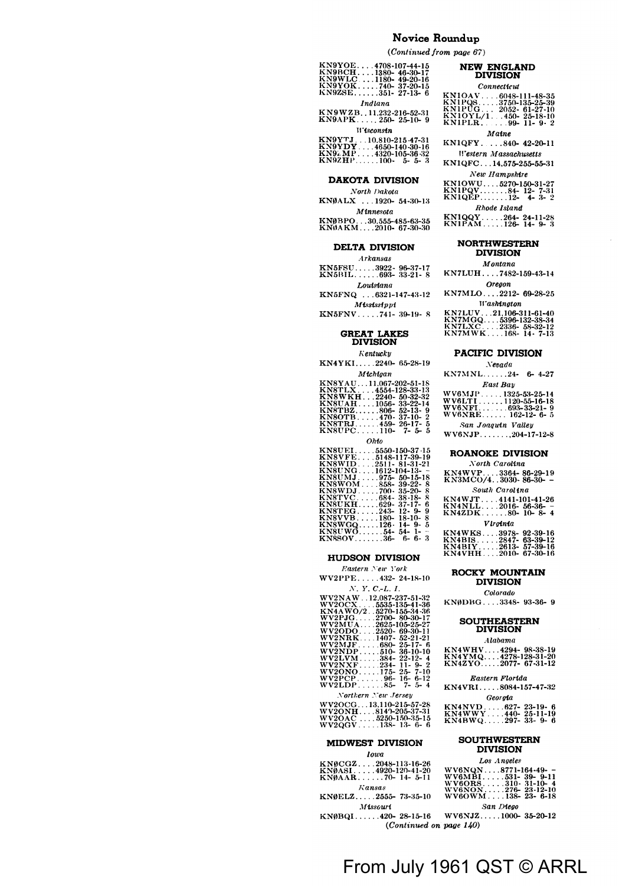## Novice Roundup

*(Continued from page 67)*

KN9YOE....4708-107-44-15
KN9BCH....1380- 46-30-17
KN9WLC ...1180- 49-20-16
KN9YOK.....740- 37-20-15
KN9ZSE......351- 27-13- 6

*Indiana*

KN9WZB..11,232-216-52-31
KN9APK......250- 25-10- 9

*Wisconsin*

KN9YTJ...10,810-215-47-31
KN9YDY....4650-140-30-16
KN9ZMP....4320-105-36-32
KN9ZHP......100- 5- 5- 3

### DAKOTA DIVISION

*North Dakota*

KNØALX ...1920- 54-30-13

*Minnesota*

KNØBPO...30,555-485-63-35
KNØAKM....2010- 67-30-30

### DELTA DIVISION

*Arkansas*

KN5FSU.....3922- 96-37-17
KN5BIL......693- 33-21- 8

*Louisiana*

KN5FNQ ...6321-147-43-12

*Mississippi*

KN5FNV.....741- 39-19- 8

### GREAT LAKES DIVISION

*Kentucky*

KN4YKI.....2240- 65-28-19

*Michigan*

KN8YAU...11,067-202-51-18
KN8TLX....4554-128-33-13
KN8WKH...2240- 50-32-32
KN8UAH....1056- 33-22-14
KN8TBZ......806- 52-13- 9
KN8OTB.....470- 37-10- 2
KN8TRJ......459- 26-17- 5
KN8UPC......110- 7- 5- 5

*Ohio*

KN8UEI.....5550-150-37-15
KN8VFE....5148-117-39-19
KN8WID....2511- 81-31-21
KN8UNG....1612-104-13- –
KN8UMJ.....975- 50-15-18
KN8WOM....858- 39-22- 8
KN8WDJ.....700- 35-20- 8
KN8TVC.....684- 38-18- 8
KN8UKH.....629- 37-17- 6
KN8TEG.....243- 12- 9- 9
KN8VVB.....180- 18-10- 8
KN8WGQ.....126- 14- 9- 5
KN8UWO......54- 54- 1- –
KN8SOV.......36- 6- 6- 3

### HUDSON DIVISION

*Eastern New York*

WV2PPE.....432- 24-18-10

*N. Y. C.-L. I.*

WV2NAW..12,087-237-51-32
WV2OCX....5535-135-41-36
KN4AWO/2..5270-155-34-36
WV2PJG.....2700- 80-30-17
WV2MUA....2625-105-25-27
WV2ODO....2520- 69-30-11
WV2NRK....1407- 52-21-21
WV2MJF.....680- 25-17- 6
WV2NDP.....510- 36-10-10
WV2LVM.....384- 22-12- 4
WV2NXF.....234- 11- 9- 2
WV2ONO.....175- 25- 7-10
WV2PCP......96- 16- 6-12
WV2LDP......85- 7- 5- 4

*Northern New Jersey*

WV2OCG...13,110-215-57-28
WV2ONH....8140-205-37-31
WV2OAC....5250-150-35-15
WV2QGV.....138- 13- 6- 6

### MIDWEST DIVISION

*Iowa*

KNØCGZ....2048-113-16-26
KNØASI.....4920-120-41-20
KNØAAR......70- 14- 5-11

*Kansas*

KNØELZ.....2555- 73-35-10

*Missouri*

KNØBQI......420- 28-15-16

### NEW ENGLAND DIVISION

*Connecticut*

KN1OAV....6048-111-48-35
KN1PQS.....3750-135-25-39
KN1PUG....2052- 61-27-10
KN1OYL/1...450- 25-18-10
KN1PLR.......99- 11- 9- 2

*Maine*

KN1QFY.....840- 42-20-11

*Western Massachusetts*

KN1QFC...14,575-255-55-31

*New Hampshire*

KN1OWU....5270-150-31-27
KN1PQV.......84- 12- 7-31
KN1QEP.......12- 4- 3- 2

*Rhode Island*

KN1QQY.....264- 24-11-28
KN1PAM.....126- 14- 9- 3

### NORTHWESTERN DIVISION

*Montana*

KN7LUH....7482-159-43-14

*Oregon*

KN7MLO....2212- 69-28-25

*Washington*

KN7LUV...21,106-311-61-40
KN7MGQ....5396-132-38-34
KN7LXC....2336- 58-32-12
KN7MWK....168- 14- 7-13

### PACIFIC DIVISION

*Nevada*

KN7MNL......24- 6- 4-27

*East Bay*

WV6MJP.....1325-53-25-14
WV6LTI......1120-55-16-18
WV6NFI.......693-33-21- 9
WV6NRE......162-12- 6- 5

*San Joaquin Valley*

WV6NJP.......,204-17-12-8

### ROANOKE DIVISION

*North Carolina*

KN4WVP....3364- 86-29-19
KN3MCO/4..3030- 86-30- –

*South Carolina*

KN4WJT....4141-101-41-26
KN4NLL....2016- 56-36- –
KN4ZDK......80- 10- 8- 4

*Virginia*

KN4WKS....3978- 92-39-16
KN4BIS.....2847- 63-39-12
KN4BIY.....2613- 57-39-16
KN4VHH....2010- 67-30-16

### ROCKY MOUNTAIN DIVISION

*Colorado*

KNØDBG....3348- 93-36- 9

### SOUTHEASTERN DIVISION

*Alabama*

KN4WHV....4294- 98-38-19
KN4YMQ....4278-128-31-20
KN4ZYO.....2077- 67-31-12

*Eastern Florida*

KN4VRI.....8084-157-47-32

*Georgia*

KN4NVD.....627- 23-19- 6
KN4WWY....440- 25-11-19
KN4BWQ.....297- 33- 9- 6

### SOUTHWESTERN DIVISION

*Los Angeles*

WV6NQN....8771-164-49- –
WV6MBI.....531- 39- 9-11
WV6ORS.....310- 31-10- 4
WV6NON.....276- 23-12-10
WV6OWM....138- 23- 6-18

*San Diego*

WV6NJZ.....1000- 35-20-12

*(Continued on page 140)*

From July 1961 QST © ARRL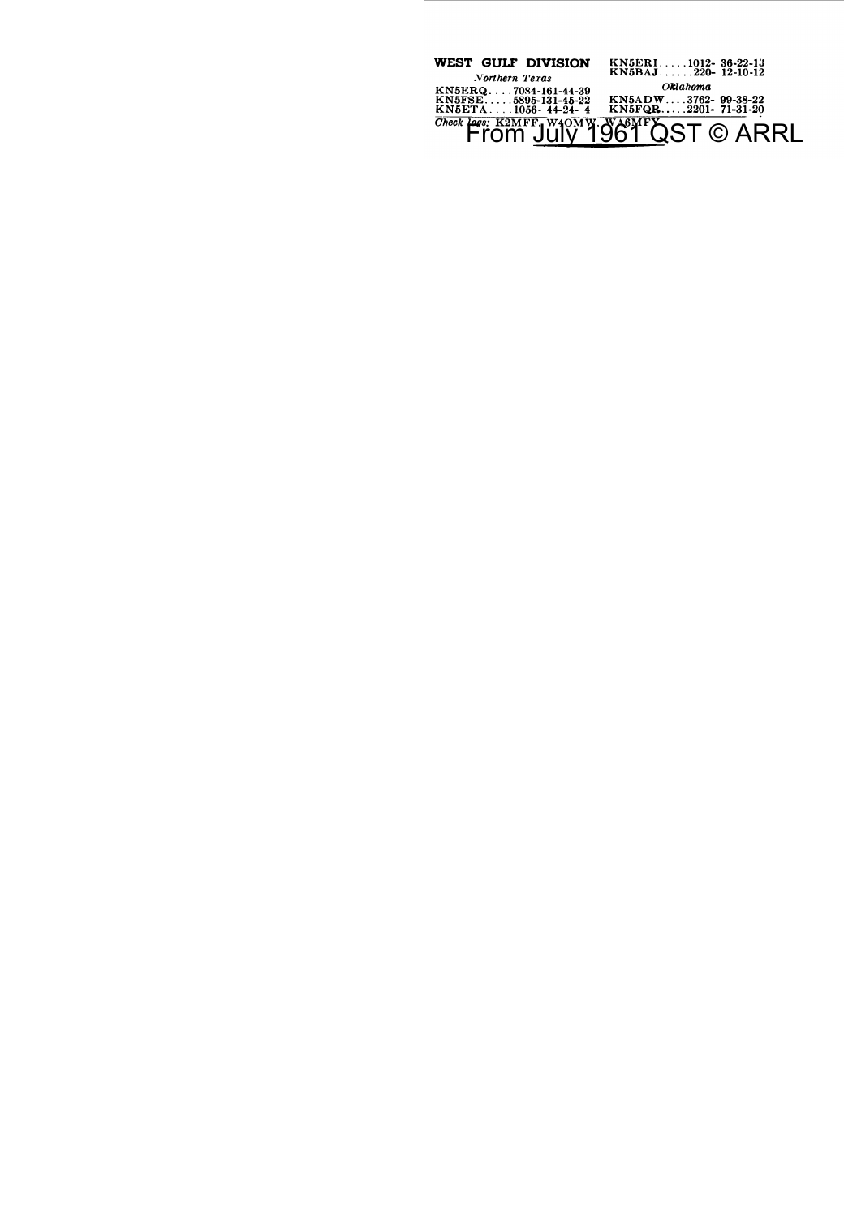**WEST GULF DIVISION**

*Northern Texas*

KN5ERQ....7084-161-44-39
KN5FSE.....5895-131-45-22
KN5ETA....1056- 44-24- 4
KN5ERI.....1012- 36-22-13
KN5BAJ......220- 12-10-12

*Oklahoma*

KN5ADW....3762- 99-38-22
KN5FQR.....2201- 71-31-20

*Check logs:* K2MFF, W4OMW, WA6MFY.

From July 1961 QST © ARRL